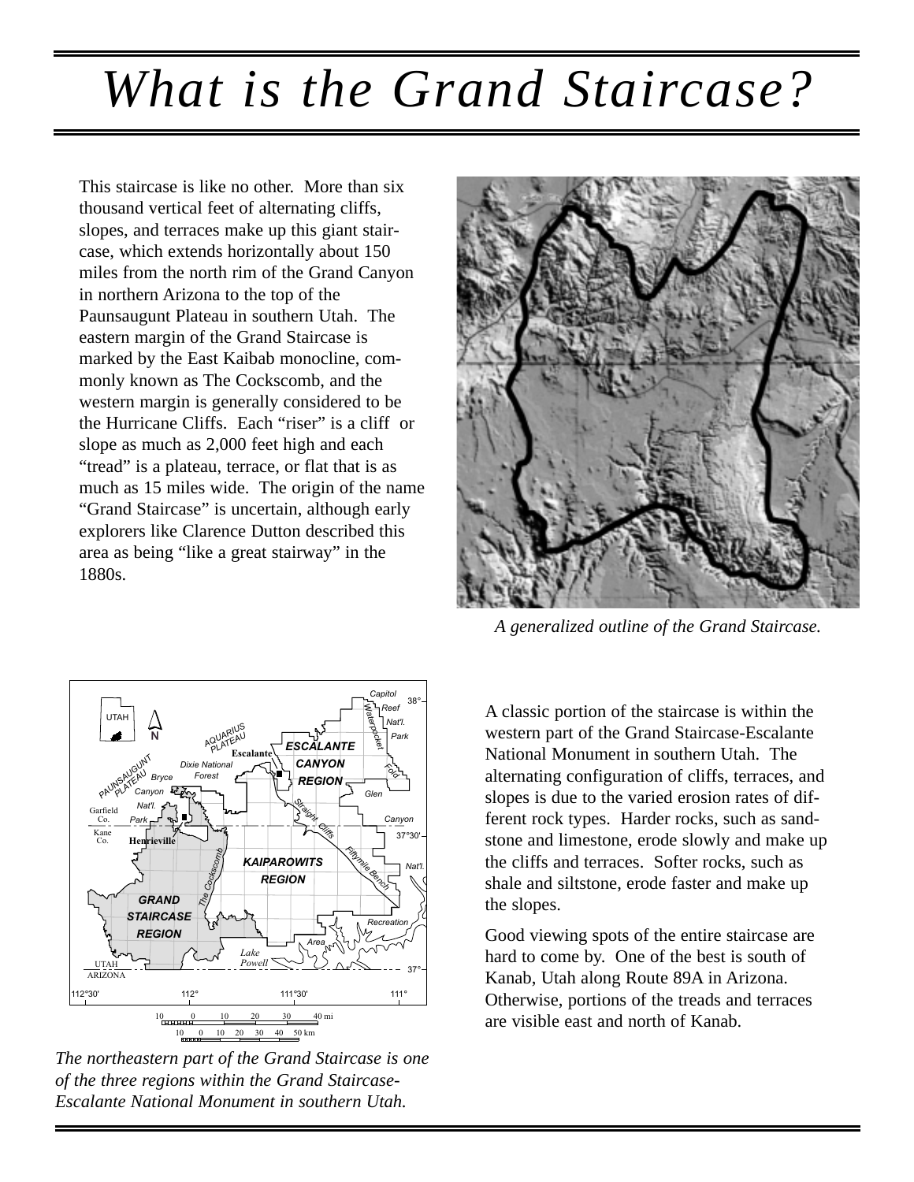# What is the Grand Staircase?

This staircase is like no other. More than six thousand vertical feet of alternating cliffs, slopes, and terraces make up this giant staircase, which extends horizontally about 150 miles from the north rim of the Grand Canyon in northern Arizona to the top of the Paunsaugunt Plateau in southern Utah. The eastern margin of the Grand Staircase is marked by the East Kaibab monocline, commonly known as The Cockscomb, and the western margin is generally considered to be the Hurricane Cliffs. Each "riser" is a cliff or slope as much as 2,000 feet high and each "tread" is a plateau, terrace, or flat that is as much as 15 miles wide. The origin of the name "Grand Staircase" is uncertain, although early explorers like Clarence Dutton described this area as being "like a great stairway" in the 1880s.

*A generalized outline of the Grand Staircase.*

*The northeastern part of the Grand Staircase is one of the three regions within the Grand Staircase-Escalante National Monument in southern Utah.*

A classic portion of the staircase is within the western part of the Grand Staircase-Escalante National Monument in southern Utah. The alternating configuration of cliffs, terraces, and slopes is due to the varied erosion rates of different rock types. Harder rocks, such as sandstone and limestone, erode slowly and make up the cliffs and terraces. Softer rocks, such as shale and siltstone, erode faster and make up the slopes.

Good viewing spots of the entire staircase are hard to come by. One of the best is south of Kanab, Utah along Route 89A in Arizona. Otherwise, portions of the treads and terraces are visible east and north of Kanab.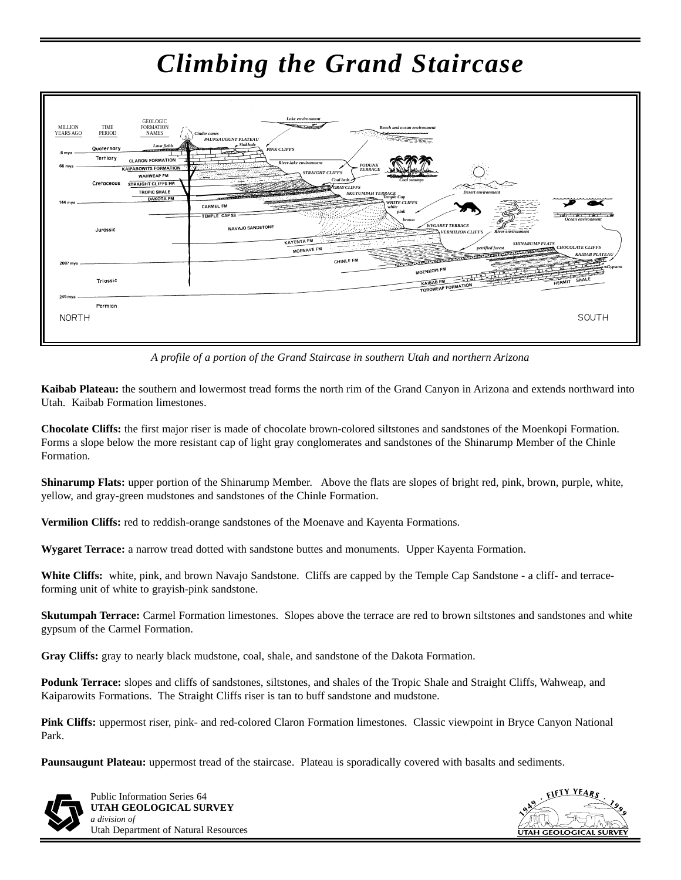# Climbing the Grand Staircase

MILLION YEARS AGO
TIME PERIOD
GEOLOGIC FORMATION NAMES

Quaternary
.6 mya
Tertiary
66 mya
Cretaceous
144 mya
Jurassic
208? mya
Triassic
245 mya
Permian

NORTH
SOUTH

Lava fields
Cinder cones
PAUNSAUGUNT PLATEAU
Sinkhole
Lake environment
Beach and ocean environment
PINK CLIFFS
CLARON FORMATION
KAIPAROWITS FORMATION
WAHWEAP FM
STRAIGHT CLIFFS FM
TROPIC SHALE
DAKOTA FM
River-lake environment
STRAIGHT CLIFFS
PODUNK TERRACE
Coal beds
Coal swamps
GRAY CLIFFS
SKUTUMPAH TERRACE
Temple Cap
Desert environment
CARMEL FM
TEMPLE CAP SS
WHITE CLIFFS
white
pink
brown
NAVAJO SANDSTONE
WYGARET TERRACE
VERMILION CLIFFS
River environment
Ocean environment
KAYENTA FM
MOENAVE FM
SHINARUMP FLATS
petrified forest
CHOCOLATE CLIFFS
KAIBAB PLATEAU
CHINLE FM
Gypsum
MOENKOPI FM
KAIBAB FM
TOROWEAP FORMATION
HERMIT SHALE

*A profile of a portion of the Grand Staircase in southern Utah and northern Arizona*

**Kaibab Plateau:** the southern and lowermost tread forms the north rim of the Grand Canyon in Arizona and extends northward into Utah. Kaibab Formation limestones.

**Chocolate Cliffs:** the first major riser is made of chocolate brown-colored siltstones and sandstones of the Moenkopi Formation. Forms a slope below the more resistant cap of light gray conglomerates and sandstones of the Shinarump Member of the Chinle Formation.

**Shinarump Flats:** upper portion of the Shinarump Member. Above the flats are slopes of bright red, pink, brown, purple, white, yellow, and gray-green mudstones and sandstones of the Chinle Formation.

**Vermilion Cliffs:** red to reddish-orange sandstones of the Moenave and Kayenta Formations.

**Wygaret Terrace:** a narrow tread dotted with sandstone buttes and monuments. Upper Kayenta Formation.

**White Cliffs:** white, pink, and brown Navajo Sandstone. Cliffs are capped by the Temple Cap Sandstone - a cliff- and terrace-forming unit of white to grayish-pink sandstone.

**Skutumpah Terrace:** Carmel Formation limestones. Slopes above the terrace are red to brown siltstones and sandstones and white gypsum of the Carmel Formation.

**Gray Cliffs:** gray to nearly black mudstone, coal, shale, and sandstone of the Dakota Formation.

**Podunk Terrace:** slopes and cliffs of sandstones, siltstones, and shales of the Tropic Shale and Straight Cliffs, Wahweap, and Kaiparowits Formations. The Straight Cliffs riser is tan to buff sandstone and mudstone.

**Pink Cliffs:** uppermost riser, pink- and red-colored Claron Formation limestones. Classic viewpoint in Bryce Canyon National Park.

**Paunsaugunt Plateau:** uppermost tread of the staircase. Plateau is sporadically covered with basalts and sediments.

Public Information Series 64
**UTAH GEOLOGICAL SURVEY**
*a division of*
Utah Department of Natural Resources

1949 · FIFTY YEARS · 1999
UTAH GEOLOGICAL SURVEY